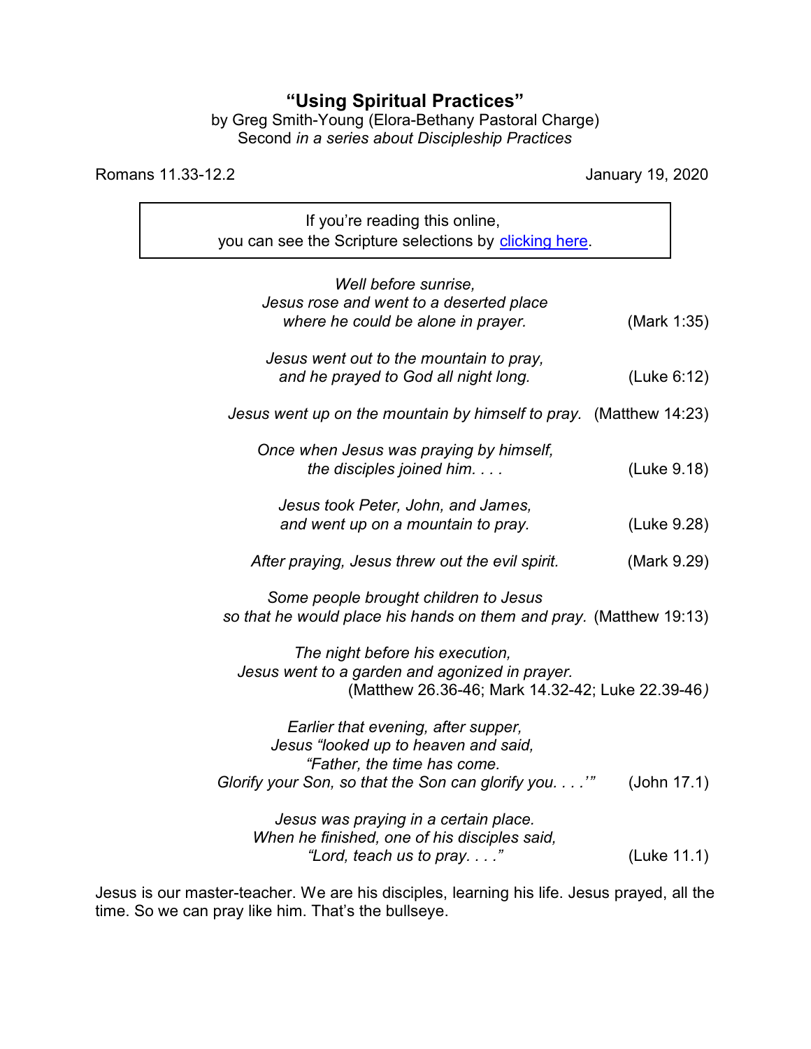# "Using Spiritual Practices"

by Greg Smith-Young (Elora-Bethany Pastoral Charge)
Second *in a series about Discipleship Practices*

Romans 11.33-12.2 — January 19, 2020

> If you're reading this online,
> you can see the Scripture selections by [clicking here](#).

*Well before sunrise,*
*Jesus rose and went to a deserted place*
*where he could be alone in prayer.* (Mark 1:35)

*Jesus went out to the mountain to pray,*
*and he prayed to God all night long.* (Luke 6:12)

*Jesus went up on the mountain by himself to pray.* (Matthew 14:23)

*Once when Jesus was praying by himself,*
*the disciples joined him. . . .* (Luke 9.18)

*Jesus took Peter, John, and James,*
*and went up on a mountain to pray.* (Luke 9.28)

*After praying, Jesus threw out the evil spirit.* (Mark 9.29)

*Some people brought children to Jesus*
*so that he would place his hands on them and pray.* (Matthew 19:13)

*The night before his execution,*
*Jesus went to a garden and agonized in prayer.*
(Matthew 26.36-46; Mark 14.32-42; Luke 22.39-46*)*

*Earlier that evening, after supper,*
*Jesus "looked up to heaven and said,*
*"Father, the time has come.*
*Glorify your Son, so that the Son can glorify you. . . .'"* (John 17.1)

*Jesus was praying in a certain place.*
*When he finished, one of his disciples said,*
*"Lord, teach us to pray. . . ."* (Luke 11.1)

Jesus is our master-teacher. We are his disciples, learning his life. Jesus prayed, all the time. So we can pray like him. That's the bullseye.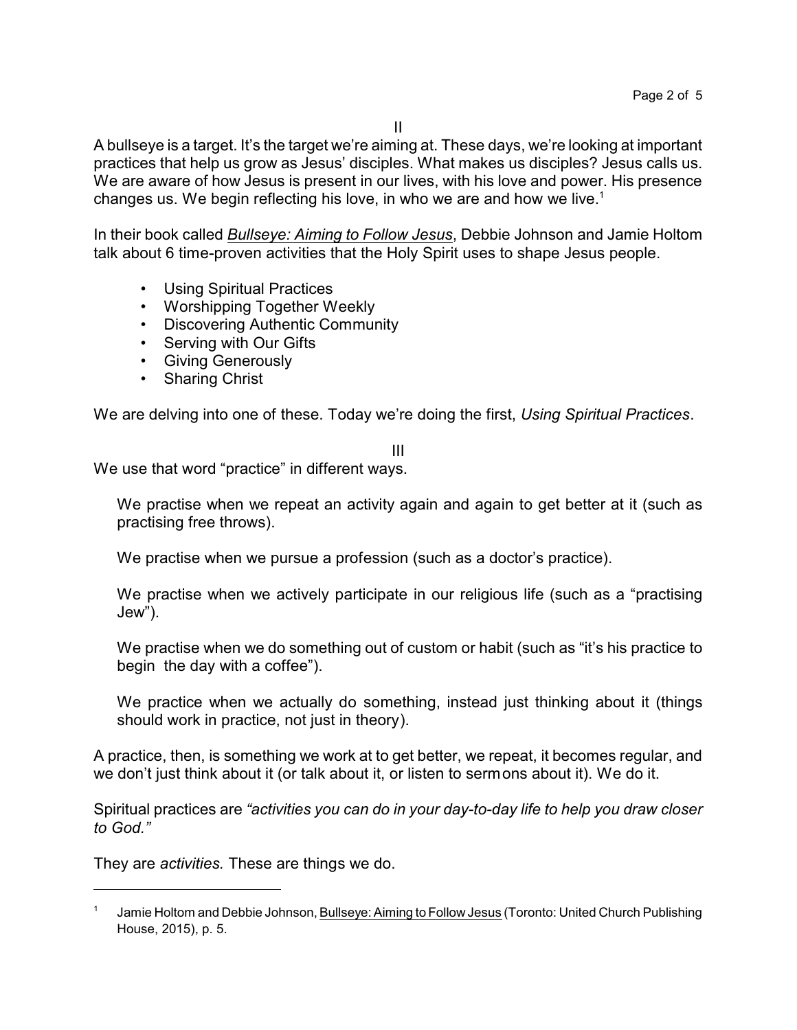II

A bullseye is a target. It's the target we're aiming at. These days, we're looking at important practices that help us grow as Jesus' disciples. What makes us disciples? Jesus calls us. We are aware of how Jesus is present in our lives, with his love and power. His presence changes us. We begin reflecting his love, in who we are and how we live.[1]

In their book called Bullseye: Aiming to Follow Jesus, Debbie Johnson and Jamie Holtom talk about 6 time-proven activities that the Holy Spirit uses to shape Jesus people.

- Using Spiritual Practices
- Worshipping Together Weekly
- Discovering Authentic Community
- Serving with Our Gifts
- Giving Generously
- Sharing Christ

We are delving into one of these. Today we're doing the first, *Using Spiritual Practices*.

III

We use that word "practice" in different ways.

> We practise when we repeat an activity again and again to get better at it (such as practising free throws).
>
> We practise when we pursue a profession (such as a doctor's practice).
>
> We practise when we actively participate in our religious life (such as a "practising Jew").
>
> We practise when we do something out of custom or habit (such as "it's his practice to begin the day with a coffee").
>
> We practice when we actually do something, instead just thinking about it (things should work in practice, not just in theory).

A practice, then, is something we work at to get better, we repeat, it becomes regular, and we don't just think about it (or talk about it, or listen to sermons about it). We do it.

Spiritual practices are *"activities you can do in your day-to-day life to help you draw closer to God."*

They are *activities.* These are things we do.

---

[1] Jamie Holtom and Debbie Johnson, Bullseye: Aiming to Follow Jesus (Toronto: United Church Publishing House, 2015), p. 5.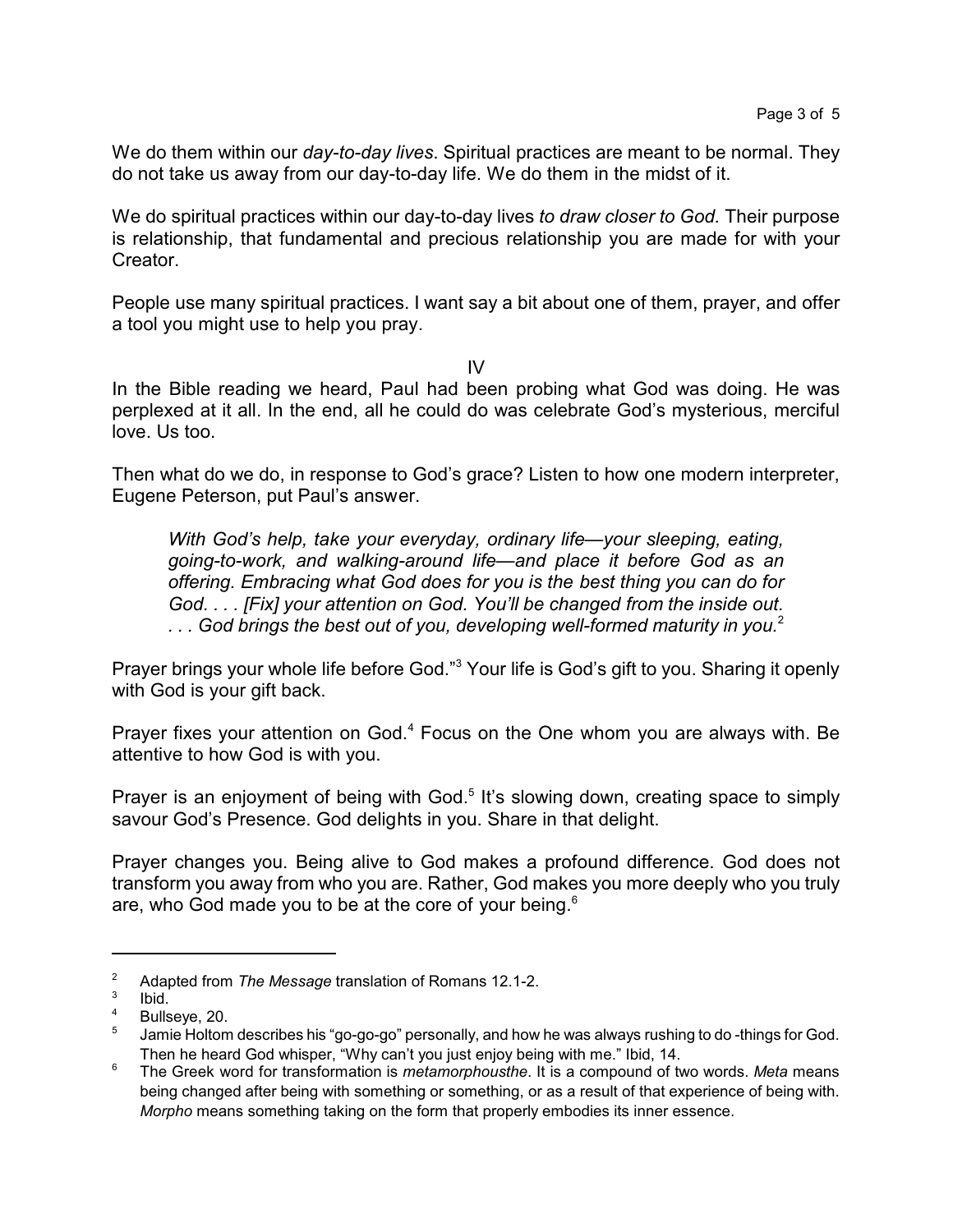We do them within our *day-to-day lives*. Spiritual practices are meant to be normal. They do not take us away from our day-to-day life. We do them in the midst of it.

We do spiritual practices within our day-to-day lives *to draw closer to God.* Their purpose is relationship, that fundamental and precious relationship you are made for with your Creator.

People use many spiritual practices. I want say a bit about one of them, prayer, and offer a tool you might use to help you pray.

IV

In the Bible reading we heard, Paul had been probing what God was doing. He was perplexed at it all. In the end, all he could do was celebrate God's mysterious, merciful love. Us too.

Then what do we do, in response to God's grace? Listen to how one modern interpreter, Eugene Peterson, put Paul's answer.

> *With God's help, take your everyday, ordinary life—your sleeping, eating, going-to-work, and walking-around life—and place it before God as an offering. Embracing what God does for you is the best thing you can do for God. . . . [Fix] your attention on God. You'll be changed from the inside out. . . . God brings the best out of you, developing well-formed maturity in you.*[2]

Prayer brings your whole life before God."[3] Your life is God's gift to you. Sharing it openly with God is your gift back.

Prayer fixes your attention on God.[4] Focus on the One whom you are always with. Be attentive to how God is with you.

Prayer is an enjoyment of being with God.[5] It's slowing down, creating space to simply savour God's Presence. God delights in you. Share in that delight.

Prayer changes you. Being alive to God makes a profound difference. God does not transform you away from who you are. Rather, God makes you more deeply who you truly are, who God made you to be at the core of your being.[6]

---

[2] Adapted from *The Message* translation of Romans 12.1-2.

[3] Ibid.

[4] Bullseye, 20.

[5] Jamie Holtom describes his "go-go-go" personally, and how he was always rushing to do -things for God. Then he heard God whisper, "Why can't you just enjoy being with me." Ibid, 14.

[6] The Greek word for transformation is *metamorphousthe*. It is a compound of two words. *Meta* means being changed after being with something or something, or as a result of that experience of being with. *Morpho* means something taking on the form that properly embodies its inner essence.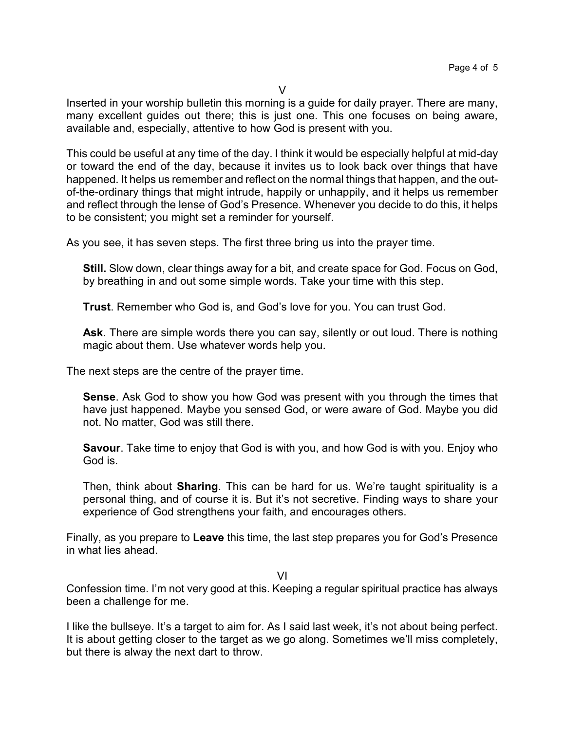V

Inserted in your worship bulletin this morning is a guide for daily prayer. There are many, many excellent guides out there; this is just one. This one focuses on being aware, available and, especially, attentive to how God is present with you.

This could be useful at any time of the day. I think it would be especially helpful at mid-day or toward the end of the day, because it invites us to look back over things that have happened. It helps us remember and reflect on the normal things that happen, and the out-of-the-ordinary things that might intrude, happily or unhappily, and it helps us remember and reflect through the lense of God's Presence. Whenever you decide to do this, it helps to be consistent; you might set a reminder for yourself.

As you see, it has seven steps. The first three bring us into the prayer time.

> **Still.** Slow down, clear things away for a bit, and create space for God. Focus on God, by breathing in and out some simple words. Take your time with this step.
>
> **Trust**. Remember who God is, and God's love for you. You can trust God.
>
> **Ask**. There are simple words there you can say, silently or out loud. There is nothing magic about them. Use whatever words help you.

The next steps are the centre of the prayer time.

> **Sense**. Ask God to show you how God was present with you through the times that have just happened. Maybe you sensed God, or were aware of God. Maybe you did not. No matter, God was still there.
>
> **Savour**. Take time to enjoy that God is with you, and how God is with you. Enjoy who God is.
>
> Then, think about **Sharing**. This can be hard for us. We're taught spirituality is a personal thing, and of course it is. But it's not secretive. Finding ways to share your experience of God strengthens your faith, and encourages others.

Finally, as you prepare to **Leave** this time, the last step prepares you for God's Presence in what lies ahead.

VI

Confession time. I'm not very good at this. Keeping a regular spiritual practice has always been a challenge for me.

I like the bullseye. It's a target to aim for. As I said last week, it's not about being perfect. It is about getting closer to the target as we go along. Sometimes we'll miss completely, but there is alway the next dart to throw.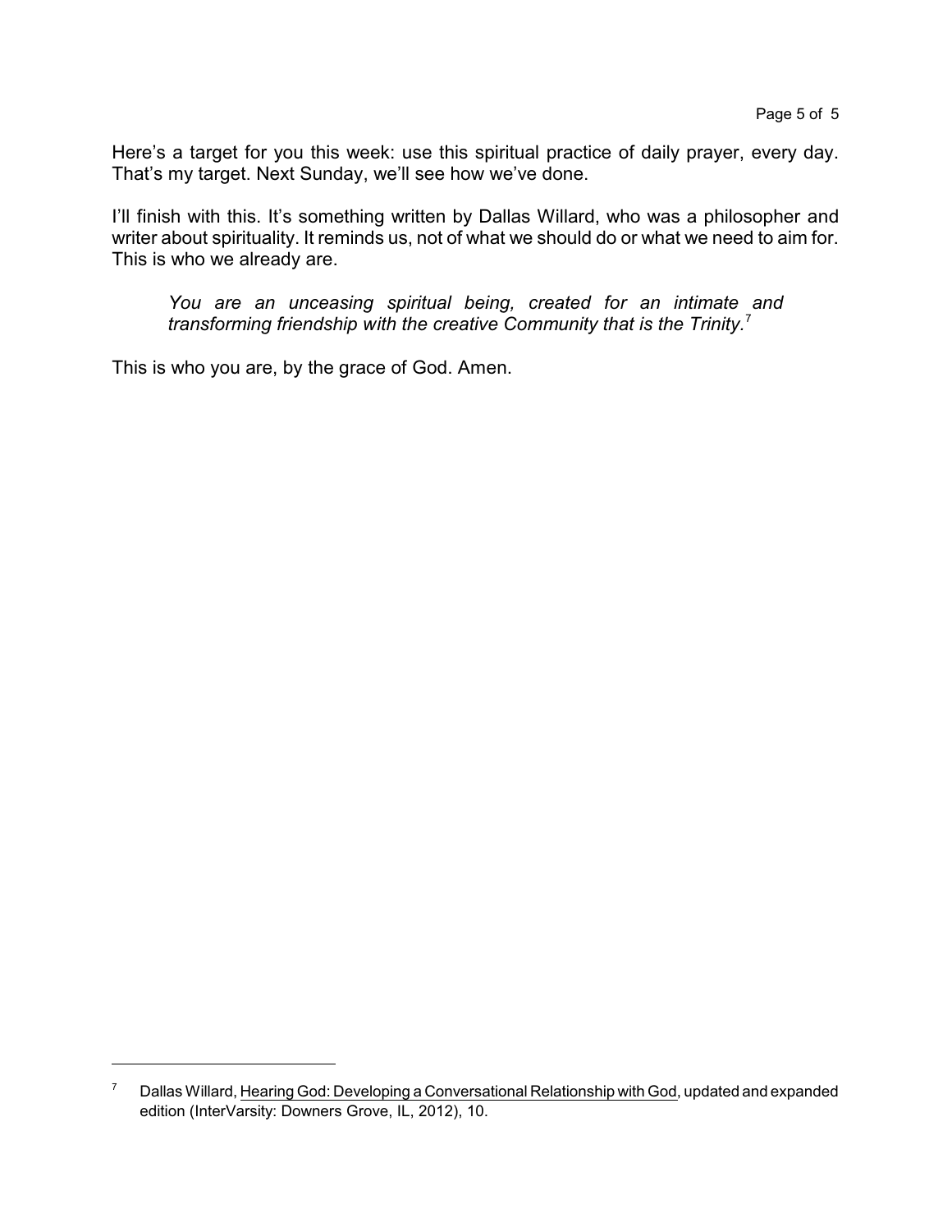Here's a target for you this week: use this spiritual practice of daily prayer, every day. That's my target. Next Sunday, we'll see how we've done.

I'll finish with this. It's something written by Dallas Willard, who was a philosopher and writer about spirituality. It reminds us, not of what we should do or what we need to aim for. This is who we already are.

> *You are an unceasing spiritual being, created for an intimate and transforming friendship with the creative Community that is the Trinity.*[7]

This is who you are, by the grace of God. Amen.

---

[7] Dallas Willard, Hearing God: Developing a Conversational Relationship with God, updated and expanded edition (InterVarsity: Downers Grove, IL, 2012), 10.